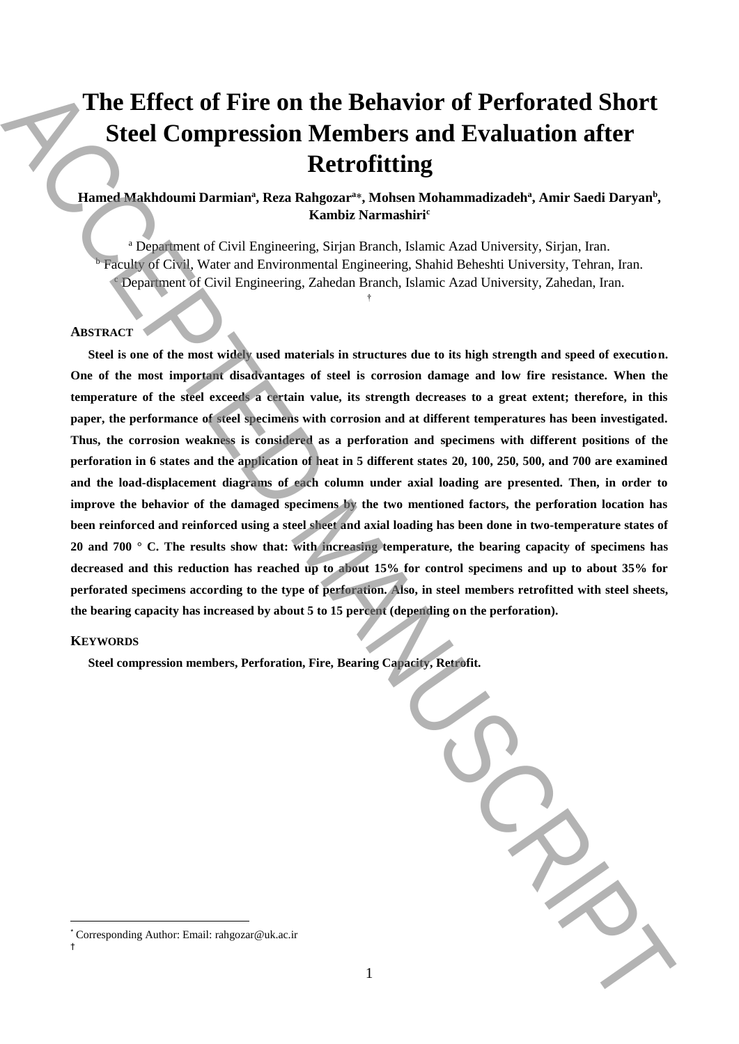# The Effect of Fire on the Behavior of Perforated Short Steel Compression Members and Evaluation after Retrofitting

**Hamed Makhdoumi Darmian[a], Reza Rahgozar[a*], Mohsen Mohammadizadeh[a], Amir Saedi Daryan[b], Kambiz Narmashiri[c]**

[a] Department of Civil Engineering, Sirjan Branch, Islamic Azad University, Sirjan, Iran.
[b] Faculty of Civil, Water and Environmental Engineering, Shahid Beheshti University, Tehran, Iran.
[c] Department of Civil Engineering, Zahedan Branch, Islamic Azad University, Zahedan, Iran.

†

## ABSTRACT

**Steel is one of the most widely used materials in structures due to its high strength and speed of execution. One of the most important disadvantages of steel is corrosion damage and low fire resistance. When the temperature of the steel exceeds a certain value, its strength decreases to a great extent; therefore, in this paper, the performance of steel specimens with corrosion and at different temperatures has been investigated. Thus, the corrosion weakness is considered as a perforation and specimens with different positions of the perforation in 6 states and the application of heat in 5 different states 20, 100, 250, 500, and 700 are examined and the load-displacement diagrams of each column under axial loading are presented. Then, in order to improve the behavior of the damaged specimens by the two mentioned factors, the perforation location has been reinforced and reinforced using a steel sheet and axial loading has been done in two-temperature states of 20 and 700 ° C. The results show that: with increasing temperature, the bearing capacity of specimens has decreased and this reduction has reached up to about 15% for control specimens and up to about 35% for perforated specimens according to the type of perforation. Also, in steel members retrofitted with steel sheets, the bearing capacity has increased by about 5 to 15 percent (depending on the perforation).**

## KEYWORDS

**Steel compression members, Perforation, Fire, Bearing Capacity, Retrofit.**

* Corresponding Author: Email: rahgozar@uk.ac.ir
†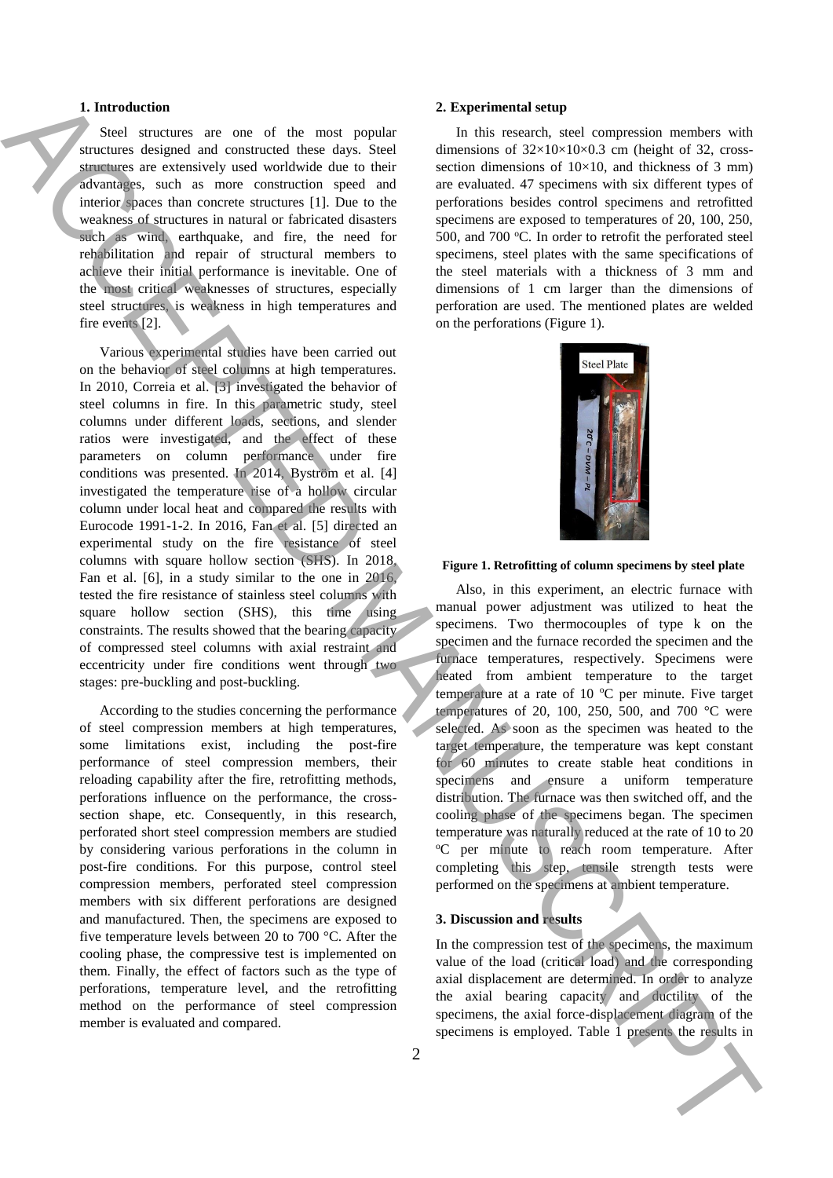## 1. Introduction

Steel structures are one of the most popular structures designed and constructed these days. Steel structures are extensively used worldwide due to their advantages, such as more construction speed and interior spaces than concrete structures [1]. Due to the weakness of structures in natural or fabricated disasters such as wind, earthquake, and fire, the need for rehabilitation and repair of structural members to achieve their initial performance is inevitable. One of the most critical weaknesses of structures, especially steel structures, is weakness in high temperatures and fire events [2].

Various experimental studies have been carried out on the behavior of steel columns at high temperatures. In 2010, Correia et al. [3] investigated the behavior of steel columns in fire. In this parametric study, steel columns under different loads, sections, and slender ratios were investigated, and the effect of these parameters on column performance under fire conditions was presented. In 2014, Byström et al. [4] investigated the temperature rise of a hollow circular column under local heat and compared the results with Eurocode 1991-1-2. In 2016, Fan et al. [5] directed an experimental study on the fire resistance of steel columns with square hollow section (SHS). In 2018, Fan et al. [6], in a study similar to the one in 2016, tested the fire resistance of stainless steel columns with square hollow section (SHS), this time using constraints. The results showed that the bearing capacity of compressed steel columns with axial restraint and eccentricity under fire conditions went through two stages: pre-buckling and post-buckling.

According to the studies concerning the performance of steel compression members at high temperatures, some limitations exist, including the post-fire performance of steel compression members, their reloading capability after the fire, retrofitting methods, perforations influence on the performance, the cross-section shape, etc. Consequently, in this research, perforated short steel compression members are studied by considering various perforations in the column in post-fire conditions. For this purpose, control steel compression members, perforated steel compression members with six different perforations are designed and manufactured. Then, the specimens are exposed to five temperature levels between 20 to 700 °C. After the cooling phase, the compressive test is implemented on them. Finally, the effect of factors such as the type of perforations, temperature level, and the retrofitting method on the performance of steel compression member is evaluated and compared.

## 2. Experimental setup

In this research, steel compression members with dimensions of 32×10×10×0.3 cm (height of 32, cross-section dimensions of 10×10, and thickness of 3 mm) are evaluated. 47 specimens with six different types of perforations besides control specimens and retrofitted specimens are exposed to temperatures of 20, 100, 250, 500, and 700 °C. In order to retrofit the perforated steel specimens, steel plates with the same specifications of the steel materials with a thickness of 3 mm and dimensions of 1 cm larger than the dimensions of perforation are used. The mentioned plates are welded on the perforations (Figure 1).

**Figure 1. Retrofitting of column specimens by steel plate**

Also, in this experiment, an electric furnace with manual power adjustment was utilized to heat the specimens. Two thermocouples of type k on the specimen and the furnace recorded the specimen and the furnace temperatures, respectively. Specimens were heated from ambient temperature to the target temperature at a rate of 10 °C per minute. Five target temperatures of 20, 100, 250, 500, and 700 °C were selected. As soon as the specimen was heated to the target temperature, the temperature was kept constant for 60 minutes to create stable heat conditions in specimens and ensure a uniform temperature distribution. The furnace was then switched off, and the cooling phase of the specimens began. The specimen temperature was naturally reduced at the rate of 10 to 20 °C per minute to reach room temperature. After completing this step, tensile strength tests were performed on the specimens at ambient temperature.

## 3. Discussion and results

In the compression test of the specimens, the maximum value of the load (critical load) and the corresponding axial displacement are determined. In order to analyze the axial bearing capacity and ductility of the specimens, the axial force-displacement diagram of the specimens is employed. Table 1 presents the results in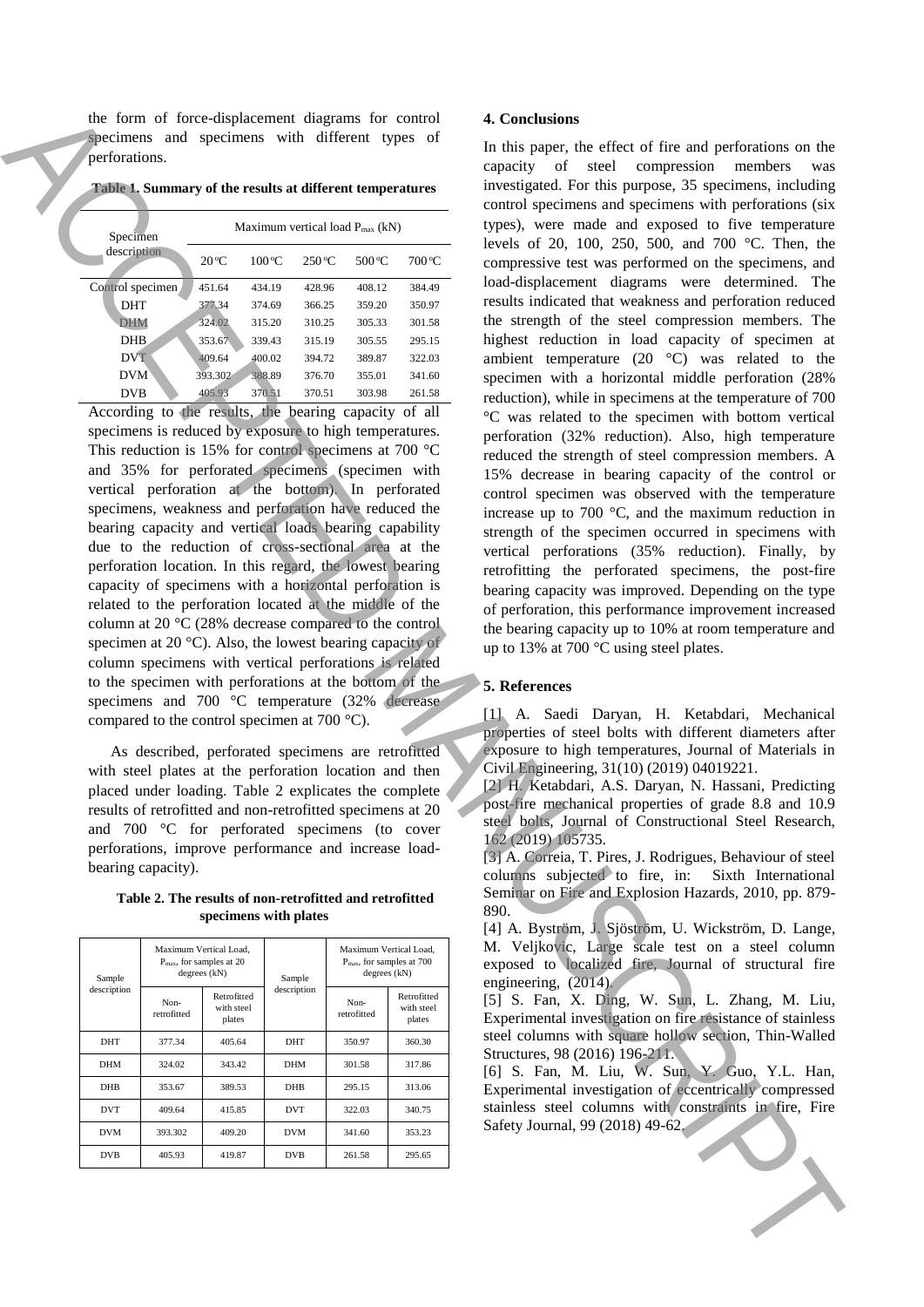the form of force-displacement diagrams for control specimens and specimens with different types of perforations.

**Table 1. Summary of the results at different temperatures**

| Specimen description | Maximum vertical load $P_{max}$ (kN) | | | | |
|---|---|---|---|---|---|
| | 20 ℃ | 100 ℃ | 250 ℃ | 500 ℃ | 700 ℃ |
| Control specimen | 451.64 | 434.19 | 428.96 | 408.12 | 384.49 |
| DHT | 377.34 | 374.69 | 366.25 | 359.20 | 350.97 |
| DHM | 324.02 | 315.20 | 310.25 | 305.33 | 301.58 |
| DHB | 353.67 | 339.43 | 315.19 | 305.55 | 295.15 |
| DVT | 409.64 | 400.02 | 394.72 | 389.87 | 322.03 |
| DVM | 393.302 | 388.89 | 376.70 | 355.01 | 341.60 |
| DVB | 405.93 | 370.51 | 370.51 | 303.98 | 261.58 |

According to the results, the bearing capacity of all specimens is reduced by exposure to high temperatures. This reduction is 15% for control specimens at 700 °C and 35% for perforated specimens (specimen with vertical perforation at the bottom). In perforated specimens, weakness and perforation have reduced the bearing capacity and vertical loads bearing capability due to the reduction of cross-sectional area at the perforation location. In this regard, the lowest bearing capacity of specimens with a horizontal perforation is related to the perforation located at the middle of the column at 20 °C (28% decrease compared to the control specimen at 20 °C). Also, the lowest bearing capacity of column specimens with vertical perforations is related to the specimen with perforations at the bottom of the specimens and 700 °C temperature (32% decrease compared to the control specimen at 700 °C).

As described, perforated specimens are retrofitted with steel plates at the perforation location and then placed under loading. Table 2 explicates the complete results of retrofitted and non-retrofitted specimens at 20 and 700 °C for perforated specimens (to cover perforations, improve performance and increase load-bearing capacity).

**Table 2. The results of non-retrofitted and retrofitted specimens with plates**

| Sample description | Maximum Vertical Load, $P_{max}$, for samples at 20 degrees (kN) | | Sample description | Maximum Vertical Load, $P_{max}$, for samples at 700 degrees (kN) | |
|---|---|---|---|---|---|
| | Non-retrofitted | Retrofitted with steel plates | | Non-retrofitted | Retrofitted with steel plates |
| DHT | 377.34 | 405.64 | DHT | 350.97 | 360.30 |
| DHM | 324.02 | 343.42 | DHM | 301.58 | 317.86 |
| DHB | 353.67 | 389.53 | DHB | 295.15 | 313.06 |
| DVT | 409.64 | 415.85 | DVT | 322.03 | 340.75 |
| DVM | 393.302 | 409.20 | DVM | 341.60 | 353.23 |
| DVB | 405.93 | 419.87 | DVB | 261.58 | 295.65 |

## 4. Conclusions

In this paper, the effect of fire and perforations on the capacity of steel compression members was investigated. For this purpose, 35 specimens, including control specimens and specimens with perforations (six types), were made and exposed to five temperature levels of 20, 100, 250, 500, and 700 °C. Then, the compressive test was performed on the specimens, and load-displacement diagrams were determined. The results indicated that weakness and perforation reduced the strength of the steel compression members. The highest reduction in load capacity of specimen at ambient temperature (20 °C) was related to the specimen with a horizontal middle perforation (28% reduction), while in specimens at the temperature of 700 °C was related to the specimen with bottom vertical perforation (32% reduction). Also, high temperature reduced the strength of steel compression members. A 15% decrease in bearing capacity of the control or control specimen was observed with the temperature increase up to 700 °C, and the maximum reduction in strength of the specimen occurred in specimens with vertical perforations (35% reduction). Finally, by retrofitting the perforated specimens, the post-fire bearing capacity was improved. Depending on the type of perforation, this performance improvement increased the bearing capacity up to 10% at room temperature and up to 13% at 700 °C using steel plates.

## 5. References

[1] A. Saedi Daryan, H. Ketabdari, Mechanical properties of steel bolts with different diameters after exposure to high temperatures, Journal of Materials in Civil Engineering, 31(10) (2019) 04019221.

[2] H. Ketabdari, A.S. Daryan, N. Hassani, Predicting post-fire mechanical properties of grade 8.8 and 10.9 steel bolts, Journal of Constructional Steel Research, 162 (2019) 105735.

[3] A. Correia, T. Pires, J. Rodrigues, Behaviour of steel columns subjected to fire, in: Sixth International Seminar on Fire and Explosion Hazards, 2010, pp. 879-890.

[4] A. Byström, J. Sjöström, U. Wickström, D. Lange, M. Veljkovic, Large scale test on a steel column exposed to localized fire, Journal of structural fire engineering, (2014).

[5] S. Fan, X. Ding, W. Sun, L. Zhang, M. Liu, Experimental investigation on fire resistance of stainless steel columns with square hollow section, Thin-Walled Structures, 98 (2016) 196-211.

[6] S. Fan, M. Liu, W. Sun, Y. Guo, Y.L. Han, Experimental investigation of eccentrically compressed stainless steel columns with constraints in fire, Fire Safety Journal, 99 (2018) 49-62.